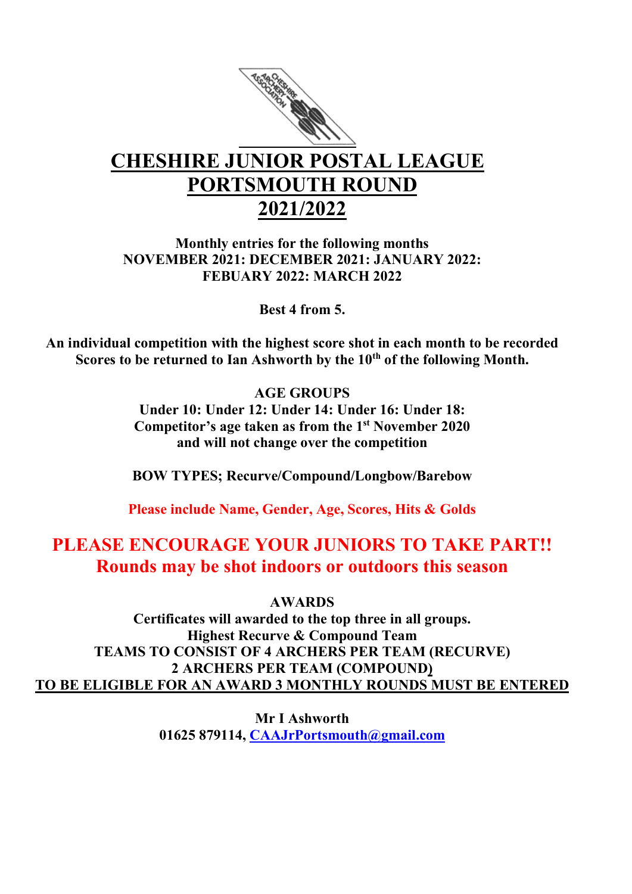# CHESHIRE JUNIOR POSTAL LEAGUE
# PORTSMOUTH ROUND
# 2021/2022

**Monthly entries for the following months**
**NOVEMBER 2021: DECEMBER 2021: JANUARY 2022:**
**FEBUARY 2022: MARCH 2022**

**Best 4 from 5.**

**An individual competition with the highest score shot in each month to be recorded**
**Scores to be returned to Ian Ashworth by the 10th of the following Month.**

**AGE GROUPS**
**Under 10: Under 12: Under 14: Under 16: Under 18:**
**Competitor's age taken as from the 1st November 2020**
**and will not change over the competition**

**BOW TYPES; Recurve/Compound/Longbow/Barebow**

**Please include Name, Gender, Age, Scores, Hits & Golds**

## PLEASE ENCOURAGE YOUR JUNIORS TO TAKE PART!!
## Rounds may be shot indoors or outdoors this season

**AWARDS**
**Certificates will awarded to the top three in all groups.**
**Highest Recurve & Compound Team**
**TEAMS TO CONSIST OF 4 ARCHERS PER TEAM (RECURVE)**
**2 ARCHERS PER TEAM (COMPOUND)**
**TO BE ELIGIBLE FOR AN AWARD 3 MONTHLY ROUNDS MUST BE ENTERED**

**Mr I Ashworth**
**01625 879114, CAAJrPortsmouth@gmail.com**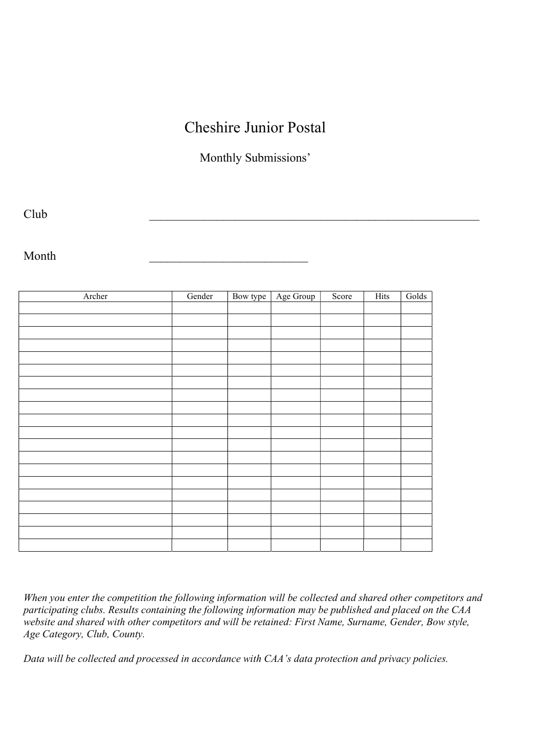# Cheshire Junior Postal

Monthly Submissions'

Club ____________________________________________________________

Month __________________________

| Archer | Gender | Bow type | Age Group | Score | Hits | Golds |
|---|---|---|---|---|---|---|
| | | | | | | |
| | | | | | | |
| | | | | | | |
| | | | | | | |
| | | | | | | |
| | | | | | | |
| | | | | | | |
| | | | | | | |
| | | | | | | |
| | | | | | | |
| | | | | | | |
| | | | | | | |
| | | | | | | |
| | | | | | | |
| | | | | | | |
| | | | | | | |
| | | | | | | |
| | | | | | | |
| | | | | | | |
| | | | | | | |

*When you enter the competition the following information will be collected and shared other competitors and participating clubs. Results containing the following information may be published and placed on the CAA website and shared with other competitors and will be retained: First Name, Surname, Gender, Bow style, Age Category, Club, County.*

*Data will be collected and processed in accordance with CAA's data protection and privacy policies.*